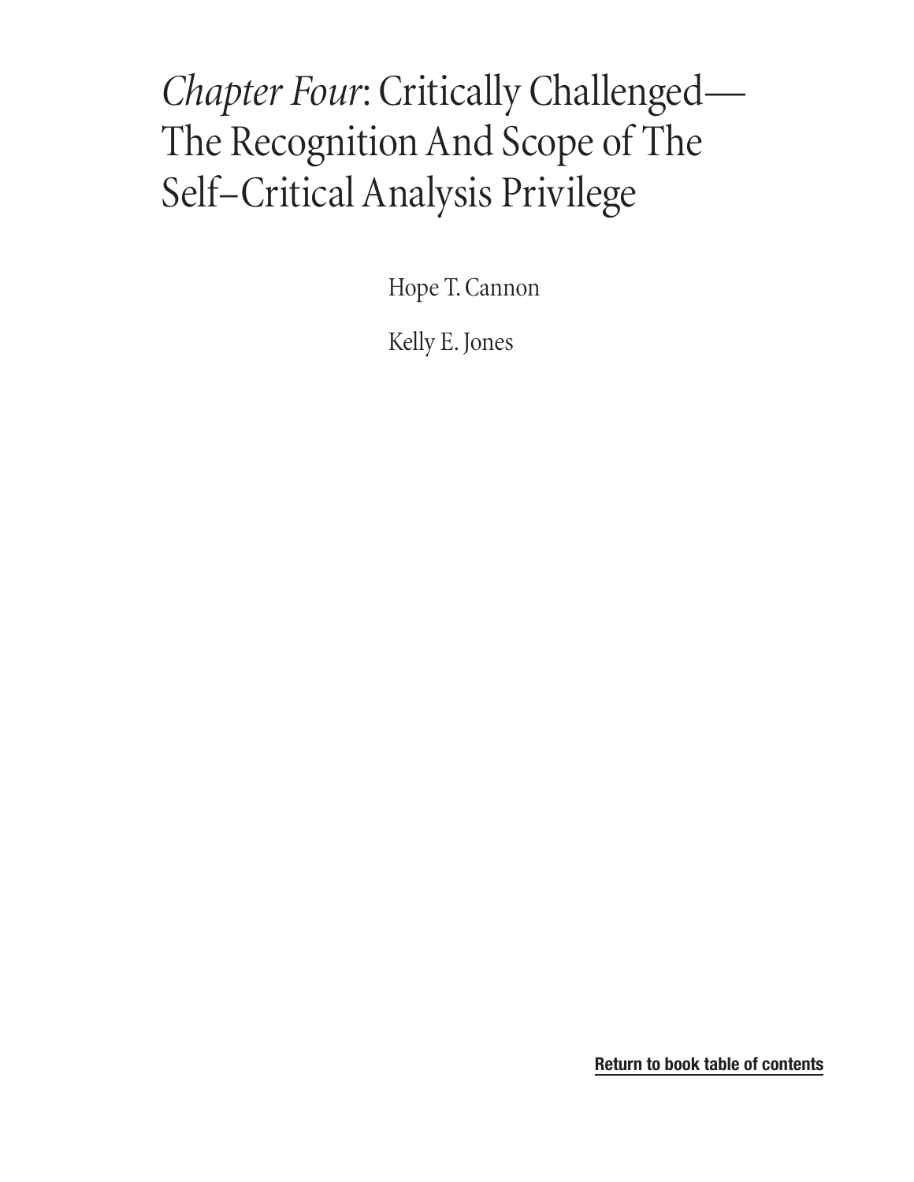# *Chapter Four*: Critically Challenged—The Recognition And Scope of The Self–Critical Analysis Privilege

Hope T. Cannon

Kelly E. Jones

Return to book table of contents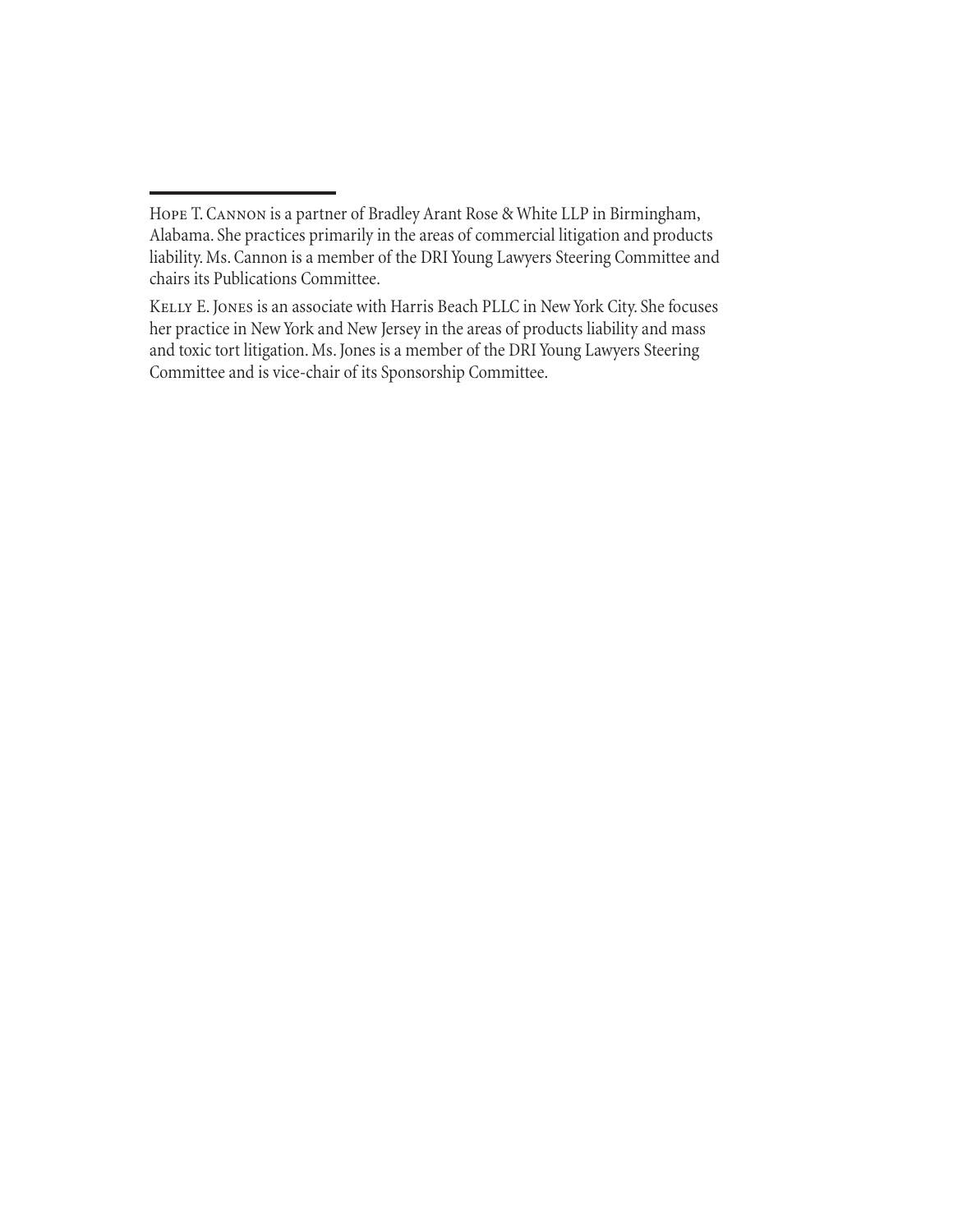---

Hope T. Cannon is a partner of Bradley Arant Rose & White LLP in Birmingham, Alabama. She practices primarily in the areas of commercial litigation and products liability. Ms. Cannon is a member of the DRI Young Lawyers Steering Committee and chairs its Publications Committee.

Kelly E. Jones is an associate with Harris Beach PLLC in New York City. She focuses her practice in New York and New Jersey in the areas of products liability and mass and toxic tort litigation. Ms. Jones is a member of the DRI Young Lawyers Steering Committee and is vice-chair of its Sponsorship Committee.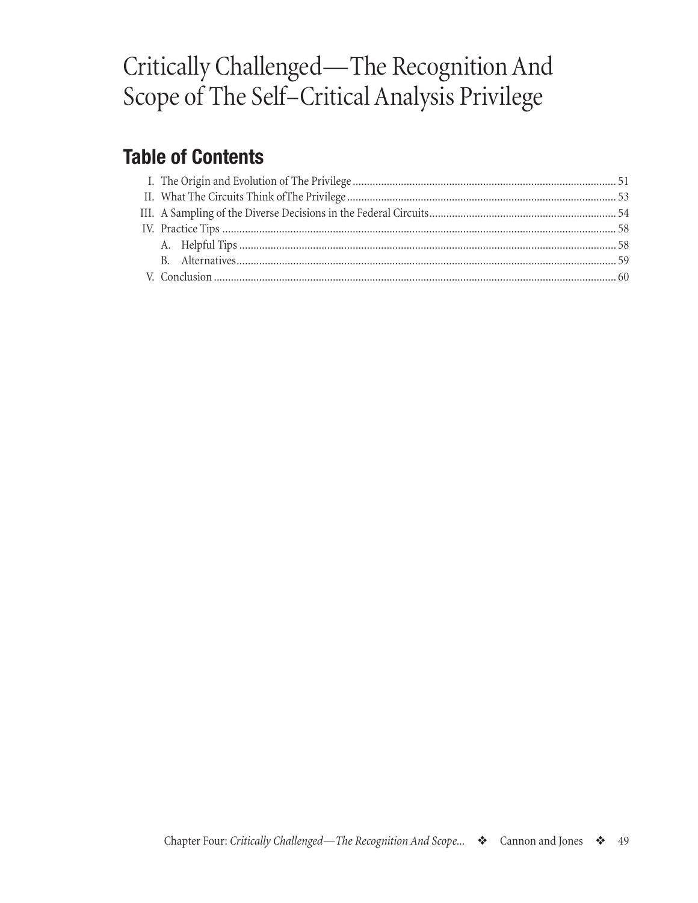# Critically Challenged—The Recognition And Scope of The Self–Critical Analysis Privilege

## Table of Contents

I. The Origin and Evolution of The Privilege ........ 51
II. What The Circuits Think ofThe Privilege ........ 53
III. A Sampling of the Diverse Decisions in the Federal Circuits ........ 54
IV. Practice Tips ........ 58
   A. Helpful Tips ........ 58
   B. Alternatives ........ 59
V. Conclusion ........ 60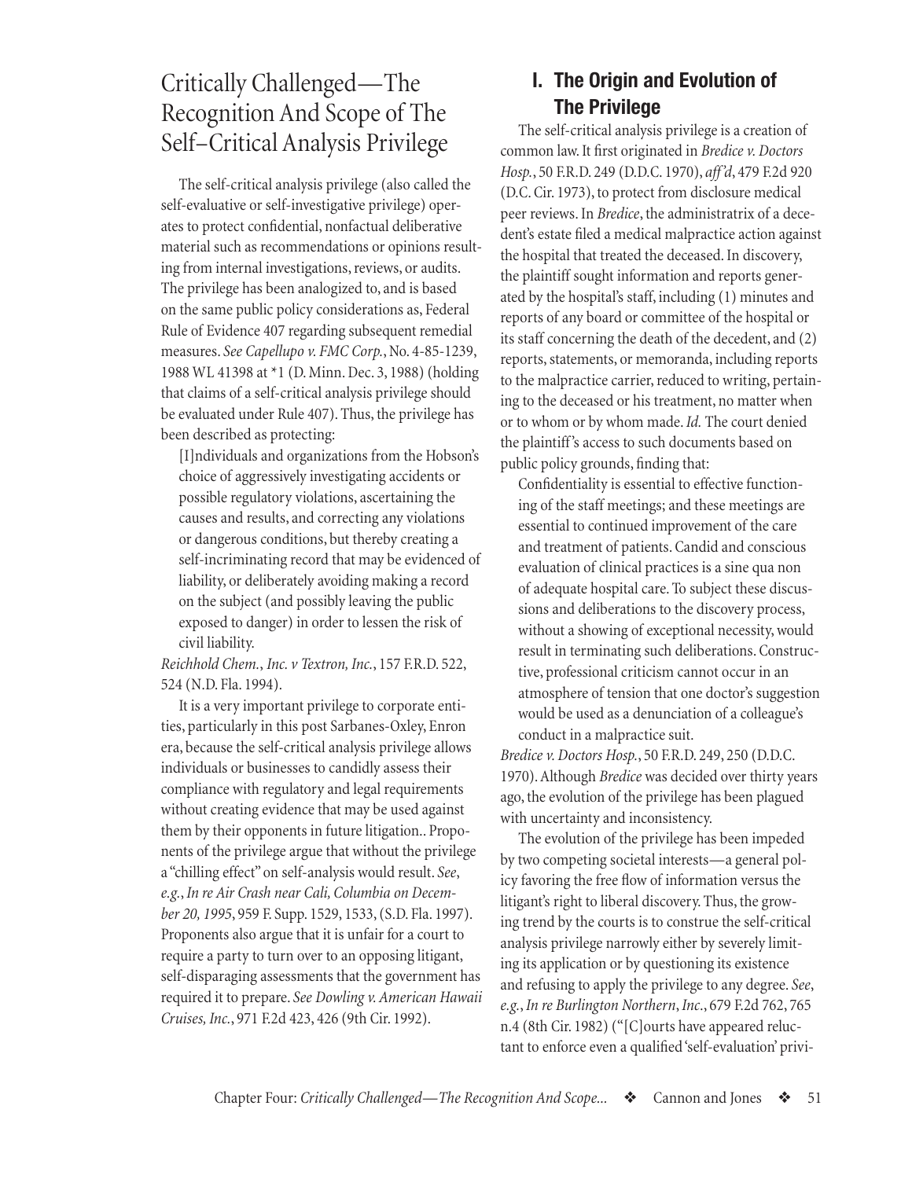# Critically Challenged—The Recognition And Scope of The Self–Critical Analysis Privilege

The self-critical analysis privilege (also called the self-evaluative or self-investigative privilege) operates to protect confidential, nonfactual deliberative material such as recommendations or opinions resulting from internal investigations, reviews, or audits. The privilege has been analogized to, and is based on the same public policy considerations as, Federal Rule of Evidence 407 regarding subsequent remedial measures. *See Capellupo v. FMC Corp.*, No. 4-85-1239, 1988 WL 41398 at *1 (D. Minn. Dec. 3, 1988) (holding that claims of a self-critical analysis privilege should be evaluated under Rule 407). Thus, the privilege has been described as protecting:

> [I]ndividuals and organizations from the Hobson's choice of aggressively investigating accidents or possible regulatory violations, ascertaining the causes and results, and correcting any violations or dangerous conditions, but thereby creating a self-incriminating record that may be evidenced of liability, or deliberately avoiding making a record on the subject (and possibly leaving the public exposed to danger) in order to lessen the risk of civil liability.

*Reichhold Chem., Inc. v Textron, Inc.*, 157 F.R.D. 522, 524 (N.D. Fla. 1994).

It is a very important privilege to corporate entities, particularly in this post Sarbanes-Oxley, Enron era, because the self-critical analysis privilege allows individuals or businesses to candidly assess their compliance with regulatory and legal requirements without creating evidence that may be used against them by their opponents in future litigation.. Proponents of the privilege argue that without the privilege a "chilling effect" on self-analysis would result. *See, e.g., In re Air Crash near Cali, Columbia on December 20, 1995*, 959 F. Supp. 1529, 1533, (S.D. Fla. 1997). Proponents also argue that it is unfair for a court to require a party to turn over to an opposing litigant, self-disparaging assessments that the government has required it to prepare. *See Dowling v. American Hawaii Cruises, Inc.*, 971 F.2d 423, 426 (9th Cir. 1992).

## I. The Origin and Evolution of The Privilege

The self-critical analysis privilege is a creation of common law. It first originated in *Bredice v. Doctors Hosp.*, 50 F.R.D. 249 (D.D.C. 1970), *aff'd*, 479 F.2d 920 (D.C. Cir. 1973), to protect from disclosure medical peer reviews. In *Bredice*, the administratrix of a decedent's estate filed a medical malpractice action against the hospital that treated the deceased. In discovery, the plaintiff sought information and reports generated by the hospital's staff, including (1) minutes and reports of any board or committee of the hospital or its staff concerning the death of the decedent, and (2) reports, statements, or memoranda, including reports to the malpractice carrier, reduced to writing, pertaining to the deceased or his treatment, no matter when or to whom or by whom made. *Id.* The court denied the plaintiff's access to such documents based on public policy grounds, finding that:

> Confidentiality is essential to effective functioning of the staff meetings; and these meetings are essential to continued improvement of the care and treatment of patients. Candid and conscious evaluation of clinical practices is a sine qua non of adequate hospital care. To subject these discussions and deliberations to the discovery process, without a showing of exceptional necessity, would result in terminating such deliberations. Constructive, professional criticism cannot occur in an atmosphere of tension that one doctor's suggestion would be used as a denunciation of a colleague's conduct in a malpractice suit.

*Bredice v. Doctors Hosp.*, 50 F.R.D. 249, 250 (D.D.C. 1970). Although *Bredice* was decided over thirty years ago, the evolution of the privilege has been plagued with uncertainty and inconsistency.

The evolution of the privilege has been impeded by two competing societal interests—a general policy favoring the free flow of information versus the litigant's right to liberal discovery. Thus, the growing trend by the courts is to construe the self-critical analysis privilege narrowly either by severely limiting its application or by questioning its existence and refusing to apply the privilege to any degree. *See, e.g., In re Burlington Northern, Inc.*, 679 F.2d 762, 765 n.4 (8th Cir. 1982) ("[C]ourts have appeared reluctant to enforce even a qualified 'self-evaluation' privi-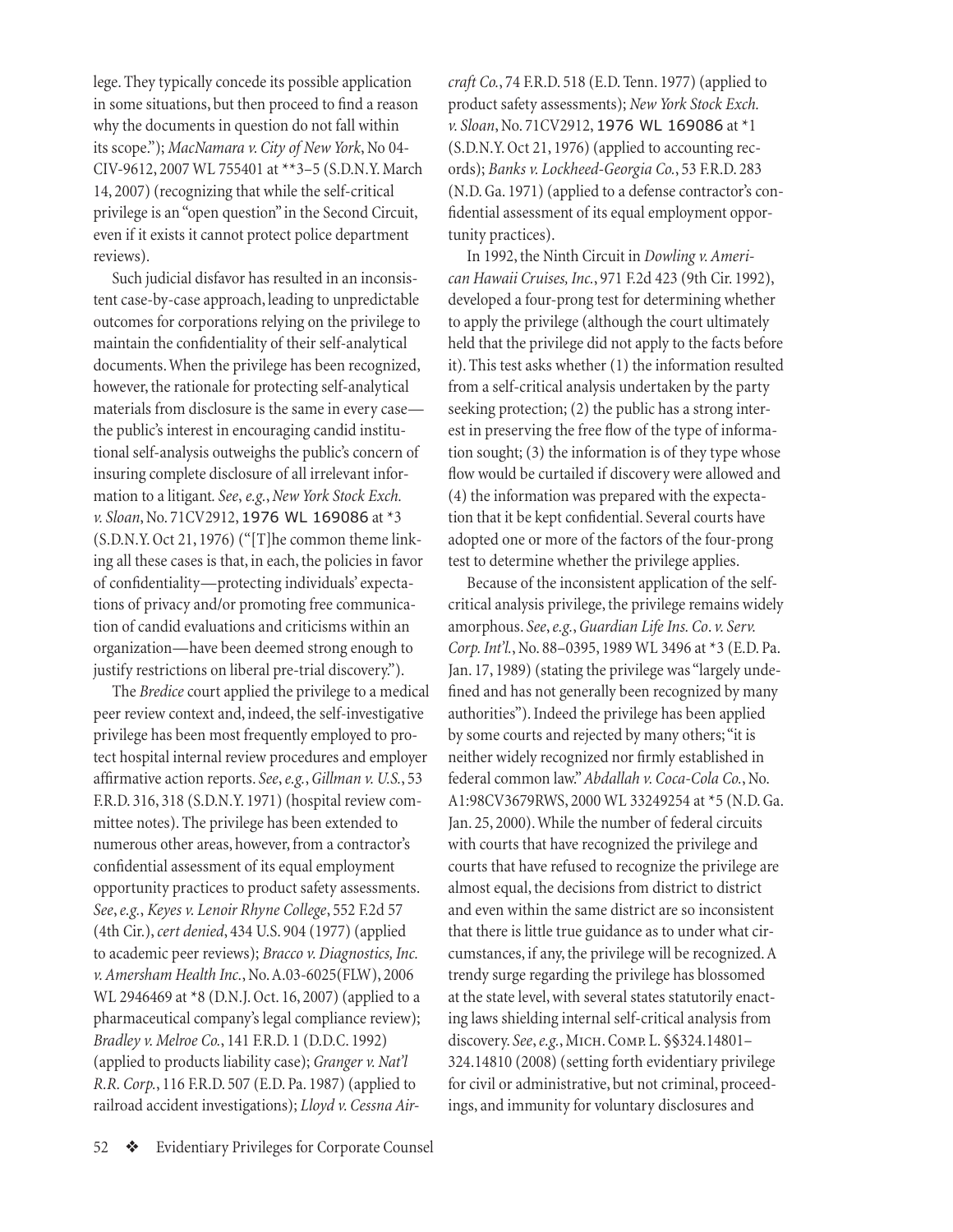lege. They typically concede its possible application in some situations, but then proceed to find a reason why the documents in question do not fall within its scope."); *MacNamara v. City of New York*, No 04-CIV-9612, 2007 WL 755401 at **3–5 (S.D.N.Y. March 14, 2007) (recognizing that while the self-critical privilege is an "open question" in the Second Circuit, even if it exists it cannot protect police department reviews).

Such judicial disfavor has resulted in an inconsistent case-by-case approach, leading to unpredictable outcomes for corporations relying on the privilege to maintain the confidentiality of their self-analytical documents. When the privilege has been recognized, however, the rationale for protecting self-analytical materials from disclosure is the same in every case—the public's interest in encouraging candid institutional self-analysis outweighs the public's concern of insuring complete disclosure of all irrelevant information to a litigant. *See*, *e.g.*, *New York Stock Exch. v. Sloan*, No. 71CV2912, 1976 WL 169086 at *3 (S.D.N.Y. Oct 21, 1976) ("[T]he common theme linking all these cases is that, in each, the policies in favor of confidentiality—protecting individuals' expectations of privacy and/or promoting free communication of candid evaluations and criticisms within an organization—have been deemed strong enough to justify restrictions on liberal pre-trial discovery.").

The *Bredice* court applied the privilege to a medical peer review context and, indeed, the self-investigative privilege has been most frequently employed to protect hospital internal review procedures and employer affirmative action reports. *See*, *e.g.*, *Gillman v. U.S.*, 53 F.R.D. 316, 318 (S.D.N.Y. 1971) (hospital review committee notes). The privilege has been extended to numerous other areas, however, from a contractor's confidential assessment of its equal employment opportunity practices to product safety assessments. *See*, *e.g.*, *Keyes v. Lenoir Rhyne College*, 552 F.2d 57 (4th Cir.), *cert denied*, 434 U.S. 904 (1977) (applied to academic peer reviews); *Bracco v. Diagnostics, Inc. v. Amersham Health Inc.*, No. A.03-6025(FLW), 2006 WL 2946469 at *8 (D.N.J. Oct. 16, 2007) (applied to a pharmaceutical company's legal compliance review); *Bradley v. Melroe Co.*, 141 F.R.D. 1 (D.D.C. 1992) (applied to products liability case); *Granger v. Nat'l R.R. Corp.*, 116 F.R.D. 507 (E.D. Pa. 1987) (applied to railroad accident investigations); *Lloyd v. Cessna Aircraft Co.*, 74 F.R.D. 518 (E.D. Tenn. 1977) (applied to product safety assessments); *New York Stock Exch. v. Sloan*, No. 71CV2912, 1976 WL 169086 at *1 (S.D.N.Y. Oct 21, 1976) (applied to accounting records); *Banks v. Lockheed-Georgia Co.*, 53 F.R.D. 283 (N.D. Ga. 1971) (applied to a defense contractor's confidential assessment of its equal employment opportunity practices).

In 1992, the Ninth Circuit in *Dowling v. American Hawaii Cruises, Inc.*, 971 F.2d 423 (9th Cir. 1992), developed a four-prong test for determining whether to apply the privilege (although the court ultimately held that the privilege did not apply to the facts before it). This test asks whether (1) the information resulted from a self-critical analysis undertaken by the party seeking protection; (2) the public has a strong interest in preserving the free flow of the type of information sought; (3) the information is of they type whose flow would be curtailed if discovery were allowed and (4) the information was prepared with the expectation that it be kept confidential. Several courts have adopted one or more of the factors of the four-prong test to determine whether the privilege applies.

Because of the inconsistent application of the self-critical analysis privilege, the privilege remains widely amorphous. *See*, *e.g.*, *Guardian Life Ins. Co. v. Serv. Corp. Int'l.*, No. 88–0395, 1989 WL 3496 at *3 (E.D. Pa. Jan. 17, 1989) (stating the privilege was "largely undefined and has not generally been recognized by many authorities"). Indeed the privilege has been applied by some courts and rejected by many others; "it is neither widely recognized nor firmly established in federal common law." *Abdallah v. Coca-Cola Co.*, No. A1:98CV3679RWS, 2000 WL 33249254 at *5 (N.D. Ga. Jan. 25, 2000). While the number of federal circuits with courts that have recognized the privilege and courts that have refused to recognize the privilege are almost equal, the decisions from district to district and even within the same district are so inconsistent that there is little true guidance as to under what circumstances, if any, the privilege will be recognized. A trendy surge regarding the privilege has blossomed at the state level, with several states statutorily enacting laws shielding internal self-critical analysis from discovery. *See*, *e.g.*, Mich. Comp. L. §§324.14801–324.14810 (2008) (setting forth evidentiary privilege for civil or administrative, but not criminal, proceedings, and immunity for voluntary disclosures and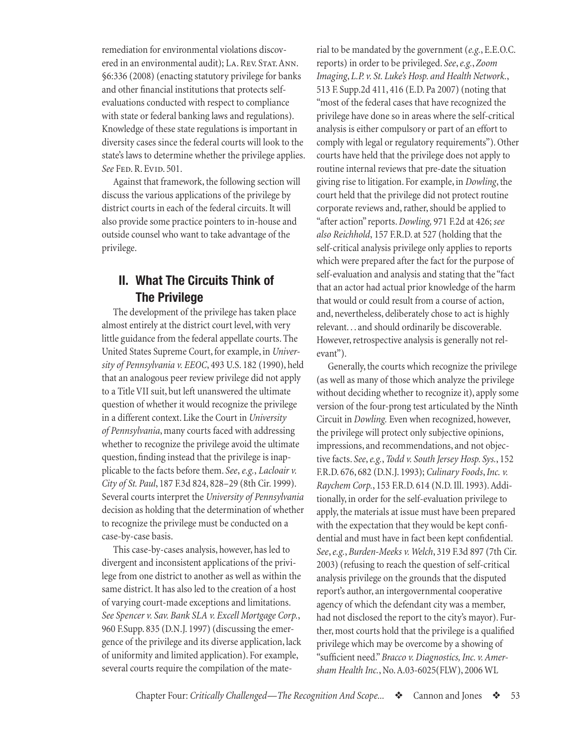remediation for environmental violations discovered in an environmental audit); La. Rev. Stat. Ann. §6:336 (2008) (enacting statutory privilege for banks and other financial institutions that protects self-evaluations conducted with respect to compliance with state or federal banking laws and regulations). Knowledge of these state regulations is important in diversity cases since the federal courts will look to the state's laws to determine whether the privilege applies. *See* Fed. R. Evid. 501.

Against that framework, the following section will discuss the various applications of the privilege by district courts in each of the federal circuits. It will also provide some practice pointers to in-house and outside counsel who want to take advantage of the privilege.

## II. What The Circuits Think of The Privilege

The development of the privilege has taken place almost entirely at the district court level, with very little guidance from the federal appellate courts. The United States Supreme Court, for example, in *University of Pennsylvania v. EEOC*, 493 U.S. 182 (1990), held that an analogous peer review privilege did not apply to a Title VII suit, but left unanswered the ultimate question of whether it would recognize the privilege in a different context. Like the Court in *University of Pennsylvania*, many courts faced with addressing whether to recognize the privilege avoid the ultimate question, finding instead that the privilege is inapplicable to the facts before them. *See*, *e.g.*, *Lacloair v. City of St. Paul*, 187 F.3d 824, 828–29 (8th Cir. 1999). Several courts interpret the *University of Pennsylvania* decision as holding that the determination of whether to recognize the privilege must be conducted on a case-by-case basis.

This case-by-cases analysis, however, has led to divergent and inconsistent applications of the privilege from one district to another as well as within the same district. It has also led to the creation of a host of varying court-made exceptions and limitations. *See Spencer v. Sav. Bank SLA v. Excell Mortgage Corp.*, 960 F.Supp. 835 (D.N.J. 1997) (discussing the emergence of the privilege and its diverse application, lack of uniformity and limited application). For example, several courts require the compilation of the material to be mandated by the government (*e.g.*, E.E.O.C. reports) in order to be privileged. *See*, *e.g.*, *Zoom Imaging*, *L.P. v. St. Luke's Hosp. and Health Network.*, 513 F. Supp.2d 411, 416 (E.D. Pa 2007) (noting that "most of the federal cases that have recognized the privilege have done so in areas where the self-critical analysis is either compulsory or part of an effort to comply with legal or regulatory requirements"). Other courts have held that the privilege does not apply to routine internal reviews that pre-date the situation giving rise to litigation. For example, in *Dowling*, the court held that the privilege did not protect routine corporate reviews and, rather, should be applied to "after action" reports. *Dowling,* 971 F.2d at 426; *see also Reichhold*, 157 F.R.D. at 527 (holding that the self-critical analysis privilege only applies to reports which were prepared after the fact for the purpose of self-evaluation and analysis and stating that the "fact that an actor had actual prior knowledge of the harm that would or could result from a course of action, and, nevertheless, deliberately chose to act is highly relevant. . . and should ordinarily be discoverable. However, retrospective analysis is generally not relevant").

Generally, the courts which recognize the privilege (as well as many of those which analyze the privilege without deciding whether to recognize it), apply some version of the four-prong test articulated by the Ninth Circuit in *Dowling.* Even when recognized, however, the privilege will protect only subjective opinions, impressions, and recommendations, and not objective facts. *See*, *e.g.*, *Todd v. South Jersey Hosp. Sys.*, 152 F.R.D. 676, 682 (D.N.J. 1993); *Culinary Foods*, *Inc. v. Raychem Corp.*, 153 F.R.D. 614 (N.D. Ill. 1993). Additionally, in order for the self-evaluation privilege to apply, the materials at issue must have been prepared with the expectation that they would be kept confidential and must have in fact been kept confidential. *See*, *e.g.*, *Burden-Meeks v. Welch*, 319 F.3d 897 (7th Cir. 2003) (refusing to reach the question of self-critical analysis privilege on the grounds that the disputed report's author, an intergovernmental cooperative agency of which the defendant city was a member, had not disclosed the report to the city's mayor). Further, most courts hold that the privilege is a qualified privilege which may be overcome by a showing of "sufficient need." *Bracco v. Diagnostics, Inc. v. Amersham Health Inc.*, No. A.03-6025(FLW), 2006 WL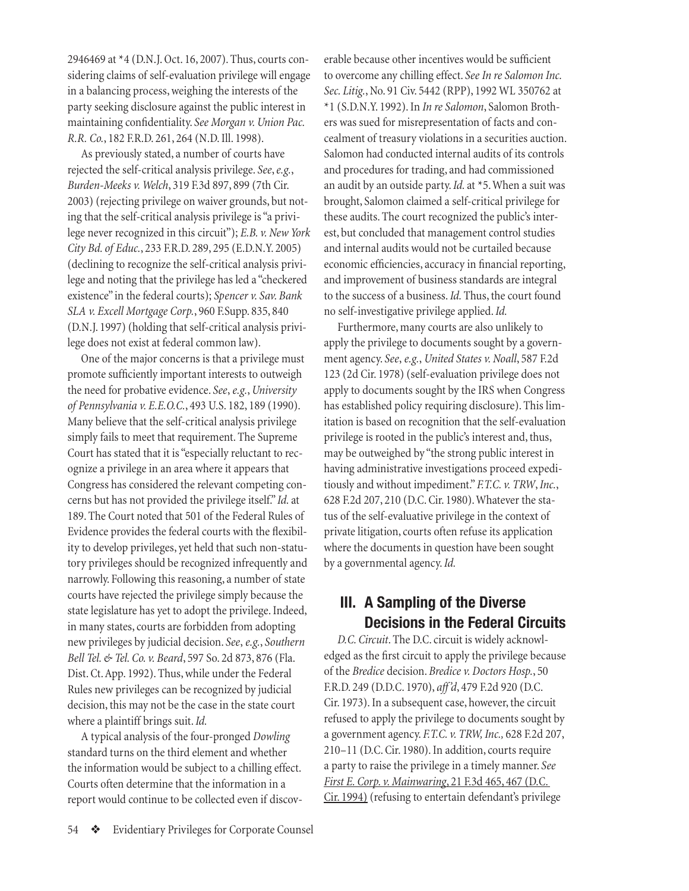2946469 at *4 (D.N.J. Oct. 16, 2007). Thus, courts considering claims of self-evaluation privilege will engage in a balancing process, weighing the interests of the party seeking disclosure against the public interest in maintaining confidentiality. *See Morgan v. Union Pac. R.R. Co.*, 182 F.R.D. 261, 264 (N.D. Ill. 1998).

As previously stated, a number of courts have rejected the self-critical analysis privilege. *See*, *e.g.*, *Burden-Meeks v. Welch*, 319 F.3d 897, 899 (7th Cir. 2003) (rejecting privilege on waiver grounds, but noting that the self-critical analysis privilege is "a privilege never recognized in this circuit"); *E.B. v. New York City Bd. of Educ.*, 233 F.R.D. 289, 295 (E.D.N.Y. 2005) (declining to recognize the self-critical analysis privilege and noting that the privilege has led a "checkered existence" in the federal courts); *Spencer v. Sav. Bank SLA v. Excell Mortgage Corp.*, 960 F.Supp. 835, 840 (D.N.J. 1997) (holding that self-critical analysis privilege does not exist at federal common law).

One of the major concerns is that a privilege must promote sufficiently important interests to outweigh the need for probative evidence. *See*, *e.g.*, *University of Pennsylvania v. E.E.O.C.*, 493 U.S. 182, 189 (1990). Many believe that the self-critical analysis privilege simply fails to meet that requirement. The Supreme Court has stated that it is "especially reluctant to recognize a privilege in an area where it appears that Congress has considered the relevant competing concerns but has not provided the privilege itself." *Id.* at 189. The Court noted that 501 of the Federal Rules of Evidence provides the federal courts with the flexibility to develop privileges, yet held that such non-statutory privileges should be recognized infrequently and narrowly. Following this reasoning, a number of state courts have rejected the privilege simply because the state legislature has yet to adopt the privilege. Indeed, in many states, courts are forbidden from adopting new privileges by judicial decision. *See*, *e.g.*, *Southern Bell Tel. & Tel. Co. v. Beard*, 597 So. 2d 873, 876 (Fla. Dist. Ct. App. 1992). Thus, while under the Federal Rules new privileges can be recognized by judicial decision, this may not be the case in the state court where a plaintiff brings suit. *Id.*

A typical analysis of the four-pronged *Dowling* standard turns on the third element and whether the information would be subject to a chilling effect. Courts often determine that the information in a report would continue to be collected even if discoverable because other incentives would be sufficient to overcome any chilling effect. *See In re Salomon Inc. Sec. Litig.*, No. 91 Civ. 5442 (RPP), 1992 WL 350762 at *1 (S.D.N.Y. 1992). In *In re Salomon*, Salomon Brothers was sued for misrepresentation of facts and concealment of treasury violations in a securities auction. Salomon had conducted internal audits of its controls and procedures for trading, and had commissioned an audit by an outside party. *Id.* at *5. When a suit was brought, Salomon claimed a self-critical privilege for these audits. The court recognized the public's interest, but concluded that management control studies and internal audits would not be curtailed because economic efficiencies, accuracy in financial reporting, and improvement of business standards are integral to the success of a business. *Id.* Thus, the court found no self-investigative privilege applied. *Id.*

Furthermore, many courts are also unlikely to apply the privilege to documents sought by a government agency. *See, e.g.*, *United States v. Noall*, 587 F.2d 123 (2d Cir. 1978) (self-evaluation privilege does not apply to documents sought by the IRS when Congress has established policy requiring disclosure). This limitation is based on recognition that the self-evaluation privilege is rooted in the public's interest and, thus, may be outweighed by "the strong public interest in having administrative investigations proceed expeditiously and without impediment." *F.T.C. v. TRW*, *Inc.*, 628 F.2d 207, 210 (D.C. Cir. 1980). Whatever the status of the self-evaluative privilege in the context of private litigation, courts often refuse its application where the documents in question have been sought by a governmental agency. *Id.*

## III. A Sampling of the Diverse Decisions in the Federal Circuits

*D.C. Circuit*. The D.C. circuit is widely acknowledged as the first circuit to apply the privilege because of the *Bredice* decision. *Bredice v. Doctors Hosp.*, 50 F.R.D. 249 (D.D.C. 1970), *aff'd*, 479 F.2d 920 (D.C. Cir. 1973). In a subsequent case, however, the circuit refused to apply the privilege to documents sought by a government agency. *F.T.C. v. TRW, Inc.,* 628 F.2d 207, 210–11 (D.C. Cir. 1980). In addition, courts require a party to raise the privilege in a timely manner. *See First E. Corp. v. Mainwaring*, 21 F.3d 465, 467 (D.C. Cir. 1994) (refusing to entertain defendant's privilege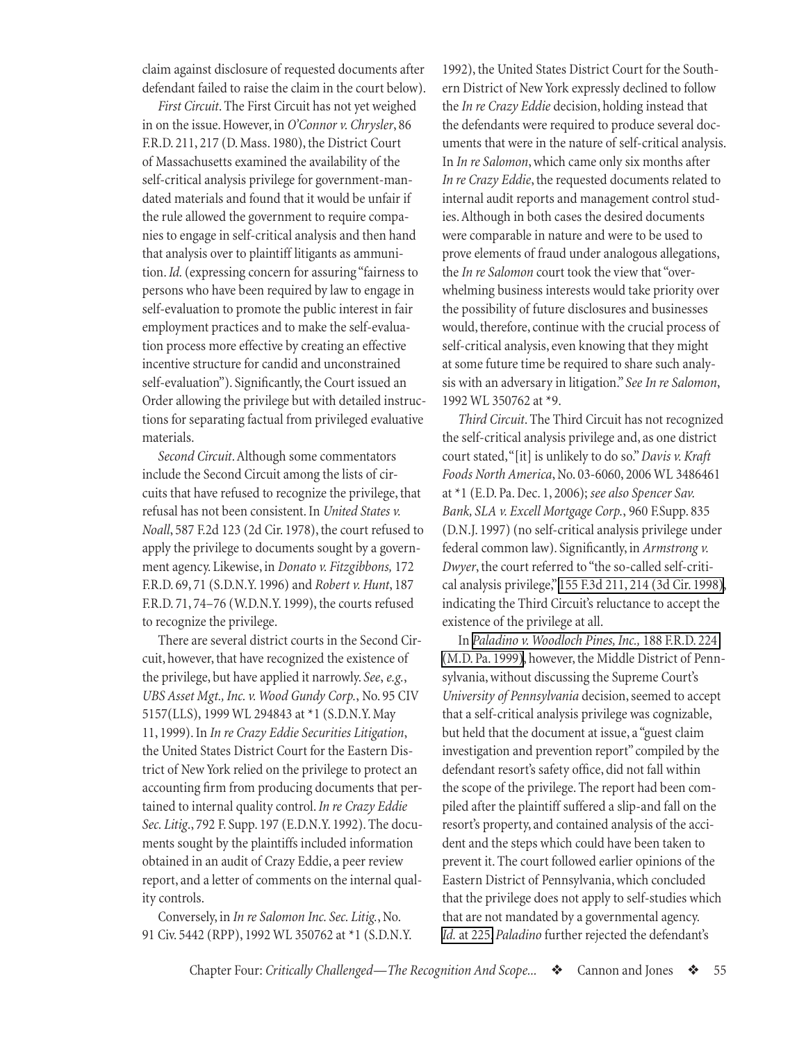claim against disclosure of requested documents after defendant failed to raise the claim in the court below).

*First Circuit*. The First Circuit has not yet weighed in on the issue. However, in *O'Connor v. Chrysler*, 86 F.R.D. 211, 217 (D. Mass. 1980), the District Court of Massachusetts examined the availability of the self-critical analysis privilege for government-mandated materials and found that it would be unfair if the rule allowed the government to require companies to engage in self-critical analysis and then hand that analysis over to plaintiff litigants as ammunition. *Id.* (expressing concern for assuring "fairness to persons who have been required by law to engage in self-evaluation to promote the public interest in fair employment practices and to make the self-evaluation process more effective by creating an effective incentive structure for candid and unconstrained self-evaluation"). Significantly, the Court issued an Order allowing the privilege but with detailed instructions for separating factual from privileged evaluative materials.

*Second Circuit*. Although some commentators include the Second Circuit among the lists of circuits that have refused to recognize the privilege, that refusal has not been consistent. In *United States v. Noall*, 587 F.2d 123 (2d Cir. 1978), the court refused to apply the privilege to documents sought by a government agency. Likewise, in *Donato v. Fitzgibbons,* 172 F.R.D. 69, 71 (S.D.N.Y. 1996) and *Robert v. Hunt*, 187 F.R.D. 71, 74–76 (W.D.N.Y. 1999), the courts refused to recognize the privilege.

There are several district courts in the Second Circuit, however, that have recognized the existence of the privilege, but have applied it narrowly. *See, e.g.*, *UBS Asset Mgt., Inc. v. Wood Gundy Corp.*, No. 95 CIV 5157(LLS), 1999 WL 294843 at *1 (S.D.N.Y. May 11, 1999). In *In re Crazy Eddie Securities Litigation*, the United States District Court for the Eastern District of New York relied on the privilege to protect an accounting firm from producing documents that pertained to internal quality control. *In re Crazy Eddie Sec. Litig.*, 792 F. Supp. 197 (E.D.N.Y. 1992). The documents sought by the plaintiffs included information obtained in an audit of Crazy Eddie, a peer review report, and a letter of comments on the internal quality controls.

Conversely, in *In re Salomon Inc. Sec. Litig.*, No. 91 Civ. 5442 (RPP), 1992 WL 350762 at *1 (S.D.N.Y. 1992), the United States District Court for the Southern District of New York expressly declined to follow the *In re Crazy Eddie* decision, holding instead that the defendants were required to produce several documents that were in the nature of self-critical analysis. In *In re Salomon*, which came only six months after *In re Crazy Eddie*, the requested documents related to internal audit reports and management control studies. Although in both cases the desired documents were comparable in nature and were to be used to prove elements of fraud under analogous allegations, the *In re Salomon* court took the view that "overwhelming business interests would take priority over the possibility of future disclosures and businesses would, therefore, continue with the crucial process of self-critical analysis, even knowing that they might at some future time be required to share such analysis with an adversary in litigation." *See In re Salomon*, 1992 WL 350762 at *9.

*Third Circuit*. The Third Circuit has not recognized the self-critical analysis privilege and, as one district court stated, "[it] is unlikely to do so." *Davis v. Kraft Foods North America*, No. 03-6060, 2006 WL 3486461 at *1 (E.D. Pa. Dec. 1, 2006); *see also Spencer Sav. Bank, SLA v. Excell Mortgage Corp.*, 960 F.Supp. 835 (D.N.J. 1997) (no self-critical analysis privilege under federal common law). Significantly, in *Armstrong v. Dwyer*, the court referred to "the so-called self-critical analysis privilege," 155 F.3d 211, 214 (3d Cir. 1998), indicating the Third Circuit's reluctance to accept the existence of the privilege at all.

In *Paladino v. Woodloch Pines, Inc.,* 188 F.R.D. 224 (M.D. Pa. 1999), however, the Middle District of Pennsylvania, without discussing the Supreme Court's *University of Pennsylvania* decision, seemed to accept that a self-critical analysis privilege was cognizable, but held that the document at issue, a "guest claim investigation and prevention report" compiled by the defendant resort's safety office, did not fall within the scope of the privilege. The report had been compiled after the plaintiff suffered a slip-and fall on the resort's property, and contained analysis of the accident and the steps which could have been taken to prevent it. The court followed earlier opinions of the Eastern District of Pennsylvania, which concluded that the privilege does not apply to self-studies which that are not mandated by a governmental agency. *Id.* at 225. *Paladino* further rejected the defendant's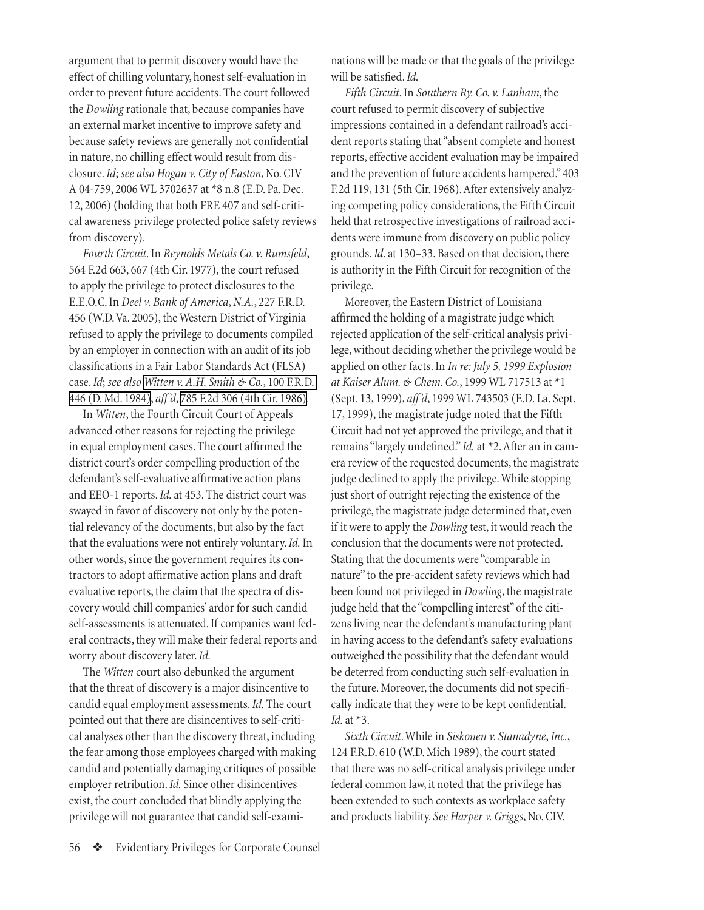argument that to permit discovery would have the effect of chilling voluntary, honest self-evaluation in order to prevent future accidents. The court followed the *Dowling* rationale that, because companies have an external market incentive to improve safety and because safety reviews are generally not confidential in nature, no chilling effect would result from disclosure. *Id*; *see also Hogan v. City of Easton*, No. CIV A 04-759, 2006 WL 3702637 at *8 n.8 (E.D. Pa. Dec. 12, 2006) (holding that both FRE 407 and self-critical awareness privilege protected police safety reviews from discovery).

*Fourth Circuit*. In *Reynolds Metals Co. v. Rumsfeld*, 564 F.2d 663, 667 (4th Cir. 1977), the court refused to apply the privilege to protect disclosures to the E.E.O.C. In *Deel v. Bank of America, N.A.*, 227 F.R.D. 456 (W.D. Va. 2005), the Western District of Virginia refused to apply the privilege to documents compiled by an employer in connection with an audit of its job classifications in a Fair Labor Standards Act (FLSA) case. *Id*; *see also Witten v. A.H. Smith & Co.*, 100 F.R.D. 446 (D. Md. 1984), *aff'd*, 785 F.2d 306 (4th Cir. 1986).

In *Witten*, the Fourth Circuit Court of Appeals advanced other reasons for rejecting the privilege in equal employment cases. The court affirmed the district court's order compelling production of the defendant's self-evaluative affirmative action plans and EEO-1 reports. *Id.* at 453. The district court was swayed in favor of discovery not only by the potential relevancy of the documents, but also by the fact that the evaluations were not entirely voluntary. *Id.* In other words, since the government requires its contractors to adopt affirmative action plans and draft evaluative reports, the claim that the spectra of discovery would chill companies' ardor for such candid self-assessments is attenuated. If companies want federal contracts, they will make their federal reports and worry about discovery later. *Id.*

The *Witten* court also debunked the argument that the threat of discovery is a major disincentive to candid equal employment assessments. *Id.* The court pointed out that there are disincentives to self-critical analyses other than the discovery threat, including the fear among those employees charged with making candid and potentially damaging critiques of possible employer retribution. *Id.* Since other disincentives exist, the court concluded that blindly applying the privilege will not guarantee that candid self-examinations will be made or that the goals of the privilege will be satisfied. *Id.*

*Fifth Circuit*. In *Southern Ry. Co. v. Lanham*, the court refused to permit discovery of subjective impressions contained in a defendant railroad's accident reports stating that "absent complete and honest reports, effective accident evaluation may be impaired and the prevention of future accidents hampered." 403 F.2d 119, 131 (5th Cir. 1968). After extensively analyzing competing policy considerations, the Fifth Circuit held that retrospective investigations of railroad accidents were immune from discovery on public policy grounds. *Id*. at 130–33. Based on that decision, there is authority in the Fifth Circuit for recognition of the privilege.

Moreover, the Eastern District of Louisiana affirmed the holding of a magistrate judge which rejected application of the self-critical analysis privilege, without deciding whether the privilege would be applied on other facts. In *In re: July 5, 1999 Explosion at Kaiser Alum. & Chem. Co.*, 1999 WL 717513 at *1 (Sept. 13, 1999), *aff'd*, 1999 WL 743503 (E.D. La. Sept. 17, 1999), the magistrate judge noted that the Fifth Circuit had not yet approved the privilege, and that it remains "largely undefined." *Id.* at *2. After an in camera review of the requested documents, the magistrate judge declined to apply the privilege. While stopping just short of outright rejecting the existence of the privilege, the magistrate judge determined that, even if it were to apply the *Dowling* test, it would reach the conclusion that the documents were not protected. Stating that the documents were "comparable in nature" to the pre-accident safety reviews which had been found not privileged in *Dowling*, the magistrate judge held that the "compelling interest" of the citizens living near the defendant's manufacturing plant in having access to the defendant's safety evaluations outweighed the possibility that the defendant would be deterred from conducting such self-evaluation in the future. Moreover, the documents did not specifically indicate that they were to be kept confidential. *Id.* at *3.

*Sixth Circuit*. While in *Siskonen v. Stanadyne, Inc.*, 124 F.R.D. 610 (W.D. Mich 1989), the court stated that there was no self-critical analysis privilege under federal common law, it noted that the privilege has been extended to such contexts as workplace safety and products liability. *See Harper v. Griggs*, No. CIV.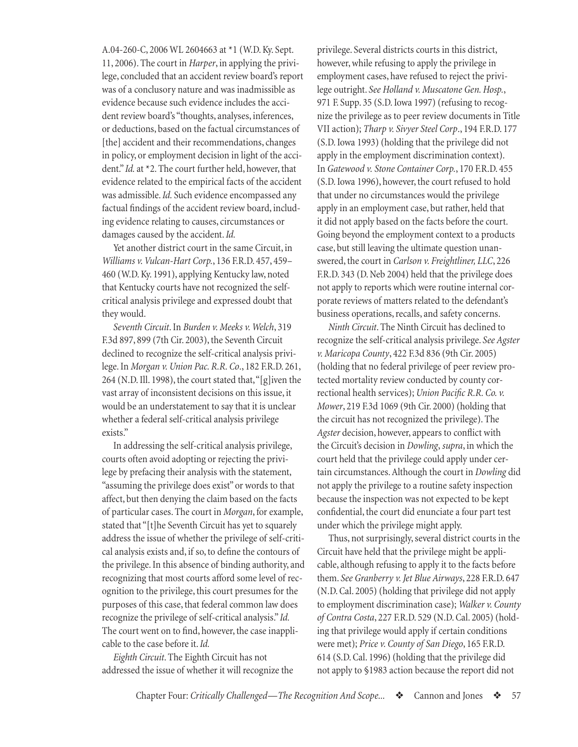A.04-260-C, 2006 WL 2604663 at *1 (W.D. Ky. Sept. 11, 2006). The court in *Harper*, in applying the privilege, concluded that an accident review board's report was of a conclusory nature and was inadmissible as evidence because such evidence includes the accident review board's "thoughts, analyses, inferences, or deductions, based on the factual circumstances of [the] accident and their recommendations, changes in policy, or employment decision in light of the accident." *Id.* at *2. The court further held, however, that evidence related to the empirical facts of the accident was admissible. *Id.* Such evidence encompassed any factual findings of the accident review board, including evidence relating to causes, circumstances or damages caused by the accident. *Id.*

Yet another district court in the same Circuit, in *Williams v. Vulcan-Hart Corp.*, 136 F.R.D. 457, 459–460 (W.D. Ky. 1991), applying Kentucky law, noted that Kentucky courts have not recognized the self-critical analysis privilege and expressed doubt that they would.

*Seventh Circuit*. In *Burden v. Meeks v. Welch*, 319 F.3d 897, 899 (7th Cir. 2003), the Seventh Circuit declined to recognize the self-critical analysis privilege. In *Morgan v. Union Pac. R.R. Co.*, 182 F.R.D. 261, 264 (N.D. Ill. 1998), the court stated that, "[g]iven the vast array of inconsistent decisions on this issue, it would be an understatement to say that it is unclear whether a federal self-critical analysis privilege exists."

In addressing the self-critical analysis privilege, courts often avoid adopting or rejecting the privilege by prefacing their analysis with the statement, "assuming the privilege does exist" or words to that affect, but then denying the claim based on the facts of particular cases. The court in *Morgan*, for example, stated that "[t]he Seventh Circuit has yet to squarely address the issue of whether the privilege of self-critical analysis exists and, if so, to define the contours of the privilege. In this absence of binding authority, and recognizing that most courts afford some level of recognition to the privilege, this court presumes for the purposes of this case, that federal common law does recognize the privilege of self-critical analysis." *Id.* The court went on to find, however, the case inapplicable to the case before it. *Id.*

*Eighth Circuit*. The Eighth Circuit has not addressed the issue of whether it will recognize the privilege. Several districts courts in this district, however, while refusing to apply the privilege in employment cases, have refused to reject the privilege outright. *See Holland v. Muscatone Gen. Hosp.*, 971 F. Supp. 35 (S.D. Iowa 1997) (refusing to recognize the privilege as to peer review documents in Title VII action); *Tharp v. Sivyer Steel Corp*., 194 F.R.D. 177 (S.D. Iowa 1993) (holding that the privilege did not apply in the employment discrimination context). In *Gatewood v. Stone Container Corp.*, 170 F.R.D. 455 (S.D. Iowa 1996), however, the court refused to hold that under no circumstances would the privilege apply in an employment case, but rather, held that it did not apply based on the facts before the court. Going beyond the employment context to a products case, but still leaving the ultimate question unanswered, the court in *Carlson v. Freightliner, LLC*, 226 F.R.D. 343 (D. Neb 2004) held that the privilege does not apply to reports which were routine internal corporate reviews of matters related to the defendant's business operations, recalls, and safety concerns.

*Ninth Circuit*. The Ninth Circuit has declined to recognize the self-critical analysis privilege. *See Agster v. Maricopa County*, 422 F.3d 836 (9th Cir. 2005) (holding that no federal privilege of peer review protected mortality review conducted by county correctional health services); *Union Pacific R.R. Co. v. Mower*, 219 F.3d 1069 (9th Cir. 2000) (holding that the circuit has not recognized the privilege). The *Agster* decision, however, appears to conflict with the Circuit's decision in *Dowling*, *supra*, in which the court held that the privilege could apply under certain circumstances. Although the court in *Dowling* did not apply the privilege to a routine safety inspection because the inspection was not expected to be kept confidential, the court did enunciate a four part test under which the privilege might apply.

Thus, not surprisingly, several district courts in the Circuit have held that the privilege might be applicable, although refusing to apply it to the facts before them. *See Granberry v. Jet Blue Airways*, 228 F.R.D. 647 (N.D. Cal. 2005) (holding that privilege did not apply to employment discrimination case); *Walker v. County of Contra Costa*, 227 F.R.D. 529 (N.D. Cal. 2005) (holding that privilege would apply if certain conditions were met); *Price v. County of San Diego*, 165 F.R.D. 614 (S.D. Cal. 1996) (holding that the privilege did not apply to §1983 action because the report did not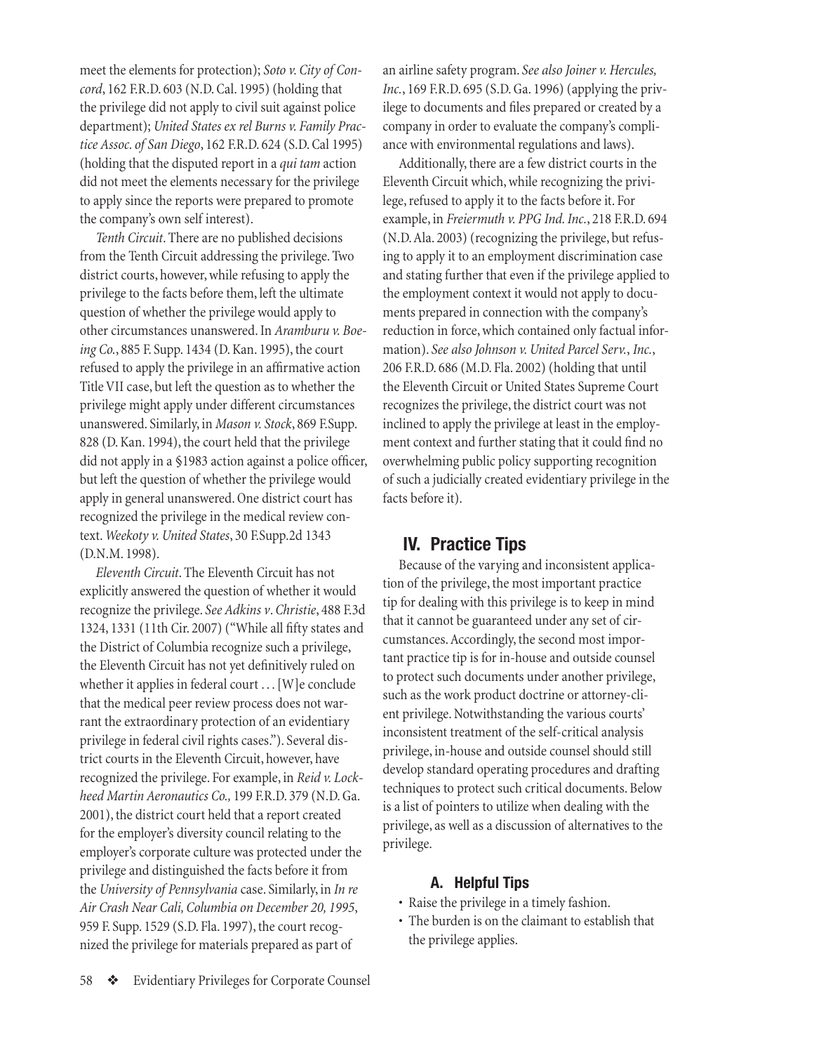meet the elements for protection); *Soto v. City of Concord*, 162 F.R.D. 603 (N.D. Cal. 1995) (holding that the privilege did not apply to civil suit against police department); *United States ex rel Burns v. Family Practice Assoc. of San Diego*, 162 F.R.D. 624 (S.D. Cal 1995) (holding that the disputed report in a *qui tam* action did not meet the elements necessary for the privilege to apply since the reports were prepared to promote the company's own self interest).

*Tenth Circuit*. There are no published decisions from the Tenth Circuit addressing the privilege. Two district courts, however, while refusing to apply the privilege to the facts before them, left the ultimate question of whether the privilege would apply to other circumstances unanswered. In *Aramburu v. Boeing Co.*, 885 F. Supp. 1434 (D. Kan. 1995), the court refused to apply the privilege in an affirmative action Title VII case, but left the question as to whether the privilege might apply under different circumstances unanswered. Similarly, in *Mason v. Stock*, 869 F.Supp. 828 (D. Kan. 1994), the court held that the privilege did not apply in a §1983 action against a police officer, but left the question of whether the privilege would apply in general unanswered. One district court has recognized the privilege in the medical review context. *Weekoty v. United States*, 30 F.Supp.2d 1343 (D.N.M. 1998).

*Eleventh Circuit*. The Eleventh Circuit has not explicitly answered the question of whether it would recognize the privilege. *See Adkins v. Christie*, 488 F.3d 1324, 1331 (11th Cir. 2007) ("While all fifty states and the District of Columbia recognize such a privilege, the Eleventh Circuit has not yet definitively ruled on whether it applies in federal court . . . [W]e conclude that the medical peer review process does not warrant the extraordinary protection of an evidentiary privilege in federal civil rights cases."). Several district courts in the Eleventh Circuit, however, have recognized the privilege. For example, in *Reid v. Lockheed Martin Aeronautics Co.,* 199 F.R.D. 379 (N.D. Ga. 2001), the district court held that a report created for the employer's diversity council relating to the employer's corporate culture was protected under the privilege and distinguished the facts before it from the *University of Pennsylvania* case. Similarly, in *In re Air Crash Near Cali, Columbia on December 20, 1995*, 959 F. Supp. 1529 (S.D. Fla. 1997), the court recognized the privilege for materials prepared as part of an airline safety program. *See also Joiner v. Hercules, Inc.*, 169 F.R.D. 695 (S.D. Ga. 1996) (applying the privilege to documents and files prepared or created by a company in order to evaluate the company's compliance with environmental regulations and laws).

Additionally, there are a few district courts in the Eleventh Circuit which, while recognizing the privilege, refused to apply it to the facts before it. For example, in *Freiermuth v. PPG Ind. Inc.*, 218 F.R.D. 694 (N.D. Ala. 2003) (recognizing the privilege, but refusing to apply it to an employment discrimination case and stating further that even if the privilege applied to the employment context it would not apply to documents prepared in connection with the company's reduction in force, which contained only factual information). *See also Johnson v. United Parcel Serv.*, *Inc.*, 206 F.R.D. 686 (M.D. Fla. 2002) (holding that until the Eleventh Circuit or United States Supreme Court recognizes the privilege, the district court was not inclined to apply the privilege at least in the employment context and further stating that it could find no overwhelming public policy supporting recognition of such a judicially created evidentiary privilege in the facts before it).

## IV. Practice Tips

Because of the varying and inconsistent application of the privilege, the most important practice tip for dealing with this privilege is to keep in mind that it cannot be guaranteed under any set of circumstances. Accordingly, the second most important practice tip is for in-house and outside counsel to protect such documents under another privilege, such as the work product doctrine or attorney-client privilege. Notwithstanding the various courts' inconsistent treatment of the self-critical analysis privilege, in-house and outside counsel should still develop standard operating procedures and drafting techniques to protect such critical documents. Below is a list of pointers to utilize when dealing with the privilege, as well as a discussion of alternatives to the privilege.

### A. Helpful Tips

- Raise the privilege in a timely fashion.
- The burden is on the claimant to establish that the privilege applies.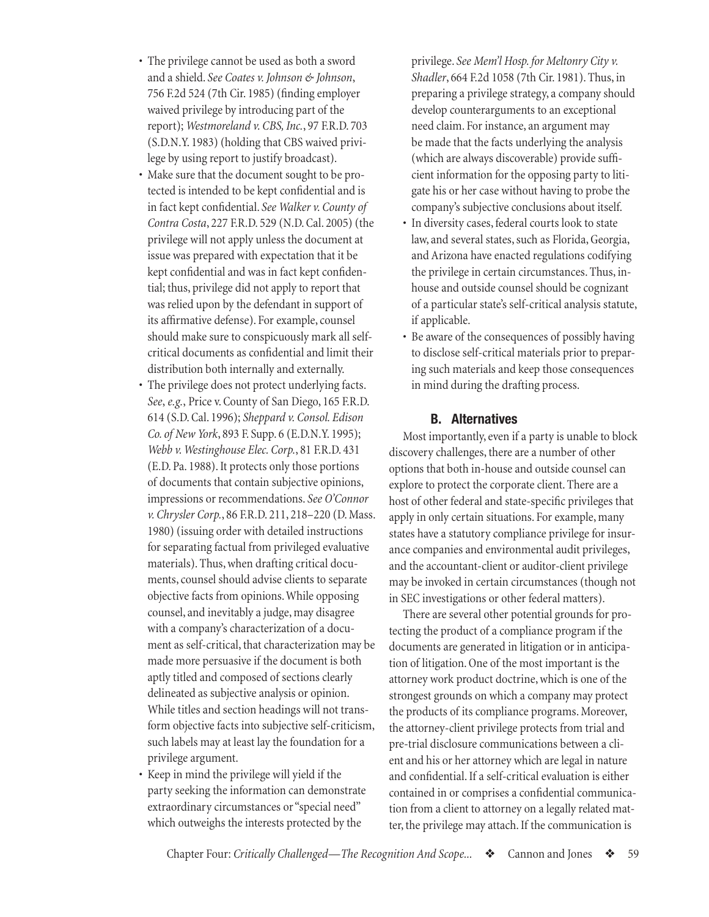- The privilege cannot be used as both a sword and a shield. *See Coates v. Johnson & Johnson*, 756 F.2d 524 (7th Cir. 1985) (finding employer waived privilege by introducing part of the report); *Westmoreland v. CBS, Inc.*, 97 F.R.D. 703 (S.D.N.Y. 1983) (holding that CBS waived privilege by using report to justify broadcast).
- Make sure that the document sought to be protected is intended to be kept confidential and is in fact kept confidential. *See Walker v. County of Contra Costa*, 227 F.R.D. 529 (N.D. Cal. 2005) (the privilege will not apply unless the document at issue was prepared with expectation that it be kept confidential and was in fact kept confidential; thus, privilege did not apply to report that was relied upon by the defendant in support of its affirmative defense). For example, counsel should make sure to conspicuously mark all self-critical documents as confidential and limit their distribution both internally and externally.
- The privilege does not protect underlying facts. *See, e.g.*, Price v. County of San Diego, 165 F.R.D. 614 (S.D. Cal. 1996); *Sheppard v. Consol. Edison Co. of New York*, 893 F. Supp. 6 (E.D.N.Y. 1995); *Webb v. Westinghouse Elec. Corp.*, 81 F.R.D. 431 (E.D. Pa. 1988). It protects only those portions of documents that contain subjective opinions, impressions or recommendations. *See O'Connor v. Chrysler Corp.*, 86 F.R.D. 211, 218–220 (D. Mass. 1980) (issuing order with detailed instructions for separating factual from privileged evaluative materials). Thus, when drafting critical documents, counsel should advise clients to separate objective facts from opinions. While opposing counsel, and inevitably a judge, may disagree with a company's characterization of a document as self-critical, that characterization may be made more persuasive if the document is both aptly titled and composed of sections clearly delineated as subjective analysis or opinion. While titles and section headings will not transform objective facts into subjective self-criticism, such labels may at least lay the foundation for a privilege argument.
- Keep in mind the privilege will yield if the party seeking the information can demonstrate extraordinary circumstances or "special need" which outweighs the interests protected by the privilege. *See Mem'l Hosp. for Meltonry City v. Shadler*, 664 F.2d 1058 (7th Cir. 1981). Thus, in preparing a privilege strategy, a company should develop counterarguments to an exceptional need claim. For instance, an argument may be made that the facts underlying the analysis (which are always discoverable) provide sufficient information for the opposing party to litigate his or her case without having to probe the company's subjective conclusions about itself.
- In diversity cases, federal courts look to state law, and several states, such as Florida, Georgia, and Arizona have enacted regulations codifying the privilege in certain circumstances. Thus, in-house and outside counsel should be cognizant of a particular state's self-critical analysis statute, if applicable.
- Be aware of the consequences of possibly having to disclose self-critical materials prior to preparing such materials and keep those consequences in mind during the drafting process.

### B. Alternatives

Most importantly, even if a party is unable to block discovery challenges, there are a number of other options that both in-house and outside counsel can explore to protect the corporate client. There are a host of other federal and state-specific privileges that apply in only certain situations. For example, many states have a statutory compliance privilege for insurance companies and environmental audit privileges, and the accountant-client or auditor-client privilege may be invoked in certain circumstances (though not in SEC investigations or other federal matters).

There are several other potential grounds for protecting the product of a compliance program if the documents are generated in litigation or in anticipation of litigation. One of the most important is the attorney work product doctrine, which is one of the strongest grounds on which a company may protect the products of its compliance programs. Moreover, the attorney-client privilege protects from trial and pre-trial disclosure communications between a client and his or her attorney which are legal in nature and confidential. If a self-critical evaluation is either contained in or comprises a confidential communication from a client to attorney on a legally related matter, the privilege may attach. If the communication is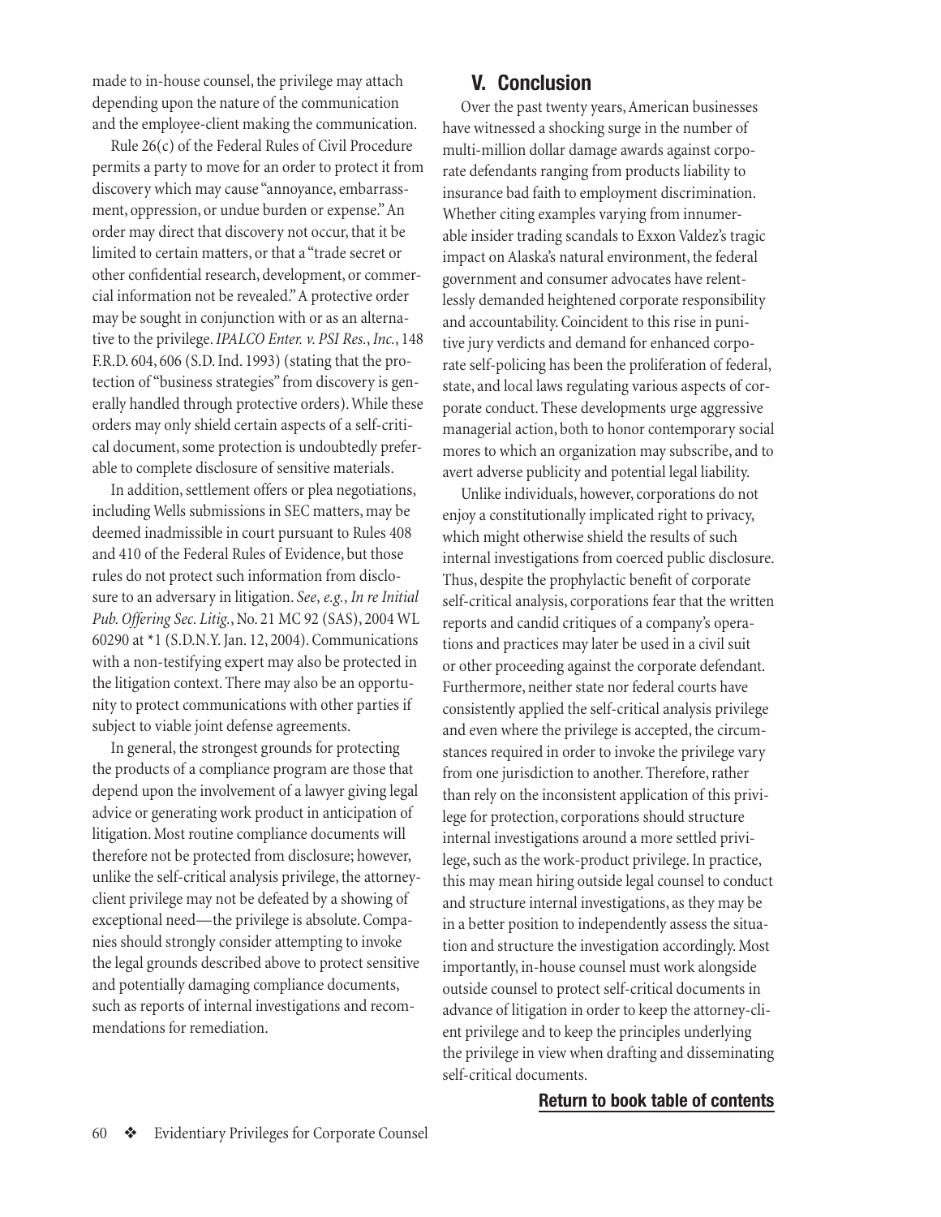made to in-house counsel, the privilege may attach depending upon the nature of the communication and the employee-client making the communication.

Rule 26(c) of the Federal Rules of Civil Procedure permits a party to move for an order to protect it from discovery which may cause "annoyance, embarrassment, oppression, or undue burden or expense." An order may direct that discovery not occur, that it be limited to certain matters, or that a "trade secret or other confidential research, development, or commercial information not be revealed." A protective order may be sought in conjunction with or as an alternative to the privilege. *IPALCO Enter. v. PSI Res., Inc.*, 148 F.R.D. 604, 606 (S.D. Ind. 1993) (stating that the protection of "business strategies" from discovery is generally handled through protective orders). While these orders may only shield certain aspects of a self-critical document, some protection is undoubtedly preferable to complete disclosure of sensitive materials.

In addition, settlement offers or plea negotiations, including Wells submissions in SEC matters, may be deemed inadmissible in court pursuant to Rules 408 and 410 of the Federal Rules of Evidence, but those rules do not protect such information from disclosure to an adversary in litigation. *See, e.g.*, *In re Initial Pub. Offering Sec. Litig.*, No. 21 MC 92 (SAS), 2004 WL 60290 at *1 (S.D.N.Y. Jan. 12, 2004). Communications with a non-testifying expert may also be protected in the litigation context. There may also be an opportunity to protect communications with other parties if subject to viable joint defense agreements.

In general, the strongest grounds for protecting the products of a compliance program are those that depend upon the involvement of a lawyer giving legal advice or generating work product in anticipation of litigation. Most routine compliance documents will therefore not be protected from disclosure; however, unlike the self-critical analysis privilege, the attorney-client privilege may not be defeated by a showing of exceptional need—the privilege is absolute. Companies should strongly consider attempting to invoke the legal grounds described above to protect sensitive and potentially damaging compliance documents, such as reports of internal investigations and recommendations for remediation.

## V. Conclusion

Over the past twenty years, American businesses have witnessed a shocking surge in the number of multi-million dollar damage awards against corporate defendants ranging from products liability to insurance bad faith to employment discrimination. Whether citing examples varying from innumerable insider trading scandals to Exxon Valdez's tragic impact on Alaska's natural environment, the federal government and consumer advocates have relentlessly demanded heightened corporate responsibility and accountability. Coincident to this rise in punitive jury verdicts and demand for enhanced corporate self-policing has been the proliferation of federal, state, and local laws regulating various aspects of corporate conduct. These developments urge aggressive managerial action, both to honor contemporary social mores to which an organization may subscribe, and to avert adverse publicity and potential legal liability.

Unlike individuals, however, corporations do not enjoy a constitutionally implicated right to privacy, which might otherwise shield the results of such internal investigations from coerced public disclosure. Thus, despite the prophylactic benefit of corporate self-critical analysis, corporations fear that the written reports and candid critiques of a company's operations and practices may later be used in a civil suit or other proceeding against the corporate defendant. Furthermore, neither state nor federal courts have consistently applied the self-critical analysis privilege and even where the privilege is accepted, the circumstances required in order to invoke the privilege vary from one jurisdiction to another. Therefore, rather than rely on the inconsistent application of this privilege for protection, corporations should structure internal investigations around a more settled privilege, such as the work-product privilege. In practice, this may mean hiring outside legal counsel to conduct and structure internal investigations, as they may be in a better position to independently assess the situation and structure the investigation accordingly. Most importantly, in-house counsel must work alongside outside counsel to protect self-critical documents in advance of litigation in order to keep the attorney-client privilege and to keep the principles underlying the privilege in view when drafting and disseminating self-critical documents.

**Return to book table of contents**